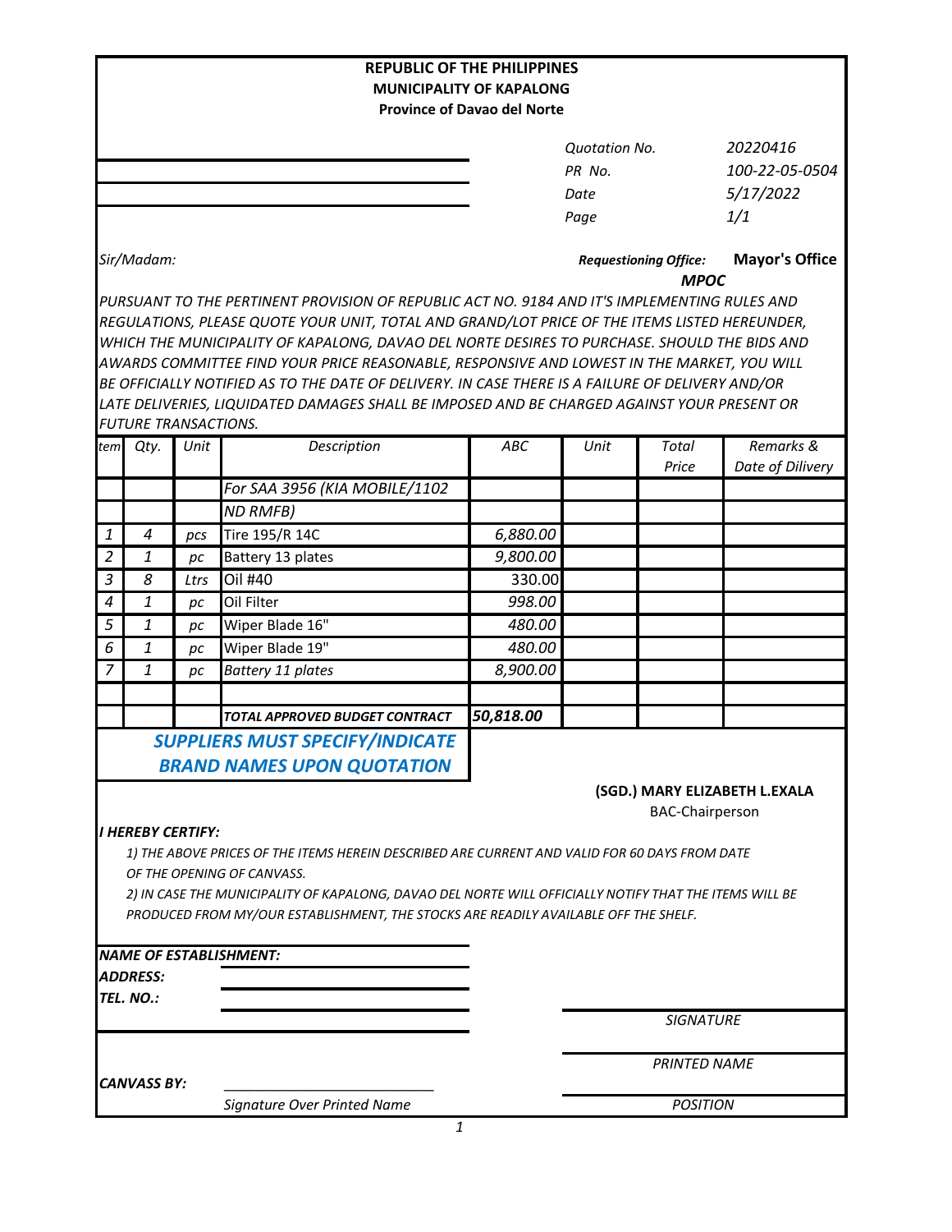**REPUBLIC OF THE PHILIPPINES**
**MUNICIPALITY OF KAPALONG**
**Province of Davao del Norte**

| | |
|---|---|
| *Quotation No.* | *20220416* |
| *PR No.* | *100-22-05-0504* |
| *Date* | *5/17/2022* |
| *Page* | *1/1* |

*Sir/Madam:*

***Requestioning Office:*** **Mayor's Office**
***MPOC***

*PURSUANT TO THE PERTINENT PROVISION OF REPUBLIC ACT NO. 9184 AND IT'S IMPLEMENTING RULES AND REGULATIONS, PLEASE QUOTE YOUR UNIT, TOTAL AND GRAND/LOT PRICE OF THE ITEMS LISTED HEREUNDER, WHICH THE MUNICIPALITY OF KAPALONG, DAVAO DEL NORTE DESIRES TO PURCHASE. SHOULD THE BIDS AND AWARDS COMMITTEE FIND YOUR PRICE REASONABLE, RESPONSIVE AND LOWEST IN THE MARKET, YOU WILL BE OFFICIALLY NOTIFIED AS TO THE DATE OF DELIVERY. IN CASE THERE IS A FAILURE OF DELIVERY AND/OR LATE DELIVERIES, LIQUIDATED DAMAGES SHALL BE IMPOSED AND BE CHARGED AGAINST YOUR PRESENT OR FUTURE TRANSACTIONS.*

| *tem* | *Qty.* | *Unit* | *Description* | *ABC* | *Unit* | *Total Price* | *Remarks & Date of Dilivery* |
|---|---|---|---|---|---|---|---|
| | | | *For SAA 3956 (KIA MOBILE/1102* | | | | |
| | | | *ND RMFB)* | | | | |
| *1* | *4* | *pcs* | Tire 195/R 14C | *6,880.00* | | | |
| *2* | *1* | *pc* | Battery 13 plates | *9,800.00* | | | |
| *3* | *8* | *Ltrs* | Oil #40 | 330.00 | | | |
| *4* | *1* | *pc* | Oil Filter | *998.00* | | | |
| *5* | *1* | *pc* | Wiper Blade 16" | *480.00* | | | |
| *6* | *1* | *pc* | Wiper Blade 19" | *480.00* | | | |
| *7* | *1* | *pc* | *Battery 11 plates* | *8,900.00* | | | |
| | | | | | | | |
| | | | ***TOTAL APPROVED BUDGET CONTRACT*** | ***50,818.00*** | | | |

***SUPPLIERS MUST SPECIFY/INDICATE BRAND NAMES UPON QUOTATION***

**(SGD.) MARY ELIZABETH L.EXALA**
BAC-Chairperson

***I HEREBY CERTIFY:***

*1) THE ABOVE PRICES OF THE ITEMS HEREIN DESCRIBED ARE CURRENT AND VALID FOR 60 DAYS FROM DATE OF THE OPENING OF CANVASS.*

*2) IN CASE THE MUNICIPALITY OF KAPALONG, DAVAO DEL NORTE WILL OFFICIALLY NOTIFY THAT THE ITEMS WILL BE PRODUCED FROM MY/OUR ESTABLISHMENT, THE STOCKS ARE READILY AVAILABLE OFF THE SHELF.*

***NAME OF ESTABLISHMENT:*** ____________________

***ADDRESS:*** ____________________

***TEL. NO.:*** ____________________

____________________
*SIGNATURE*

____________________
*PRINTED NAME*

***CANVASS BY:*** ____________________
*Signature Over Printed Name*

____________________
*POSITION*